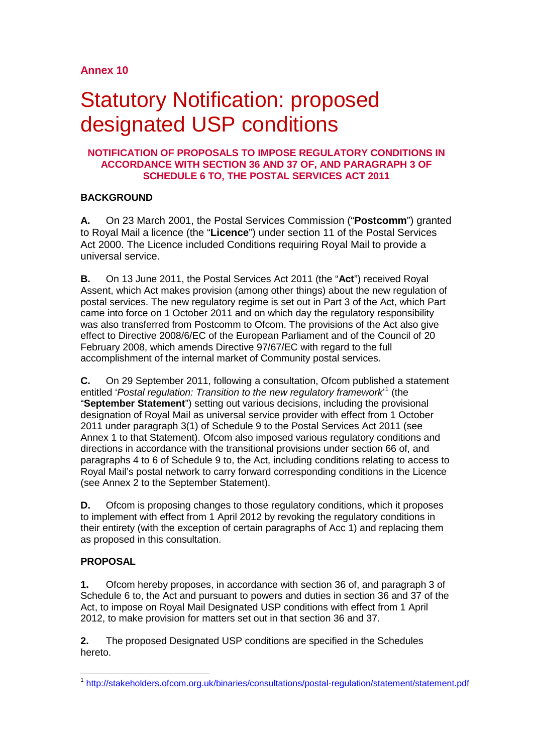**Annex 10**

# Statutory Notification: proposed designated USP conditions

### NOTIFICATION OF PROPOSALS TO IMPOSE REGULATORY CONDITIONS IN ACCORDANCE WITH SECTION 36 AND 37 OF, AND PARAGRAPH 3 OF SCHEDULE 6 TO, THE POSTAL SERVICES ACT 2011

**BACKGROUND**

**A.** On 23 March 2001, the Postal Services Commission ("**Postcomm**") granted to Royal Mail a licence (the "**Licence**") under section 11 of the Postal Services Act 2000. The Licence included Conditions requiring Royal Mail to provide a universal service.

**B.** On 13 June 2011, the Postal Services Act 2011 (the "**Act**") received Royal Assent, which Act makes provision (among other things) about the new regulation of postal services. The new regulatory regime is set out in Part 3 of the Act, which Part came into force on 1 October 2011 and on which day the regulatory responsibility was also transferred from Postcomm to Ofcom. The provisions of the Act also give effect to Directive 2008/6/EC of the European Parliament and of the Council of 20 February 2008, which amends Directive 97/67/EC with regard to the full accomplishment of the internal market of Community postal services.

**C.** On 29 September 2011, following a consultation, Ofcom published a statement entitled '*Postal regulation: Transition to the new regulatory framework*'[1] (the "**September Statement**") setting out various decisions, including the provisional designation of Royal Mail as universal service provider with effect from 1 October 2011 under paragraph 3(1) of Schedule 9 to the Postal Services Act 2011 (see Annex 1 to that Statement). Ofcom also imposed various regulatory conditions and directions in accordance with the transitional provisions under section 66 of, and paragraphs 4 to 6 of Schedule 9 to, the Act, including conditions relating to access to Royal Mail's postal network to carry forward corresponding conditions in the Licence (see Annex 2 to the September Statement).

**D.** Ofcom is proposing changes to those regulatory conditions, which it proposes to implement with effect from 1 April 2012 by revoking the regulatory conditions in their entirety (with the exception of certain paragraphs of Acc 1) and replacing them as proposed in this consultation.

**PROPOSAL**

**1.** Ofcom hereby proposes, in accordance with section 36 of, and paragraph 3 of Schedule 6 to, the Act and pursuant to powers and duties in section 36 and 37 of the Act, to impose on Royal Mail Designated USP conditions with effect from 1 April 2012, to make provision for matters set out in that section 36 and 37.

**2.** The proposed Designated USP conditions are specified in the Schedules hereto.

[1] http://stakeholders.ofcom.org.uk/binaries/consultations/postal-regulation/statement/statement.pdf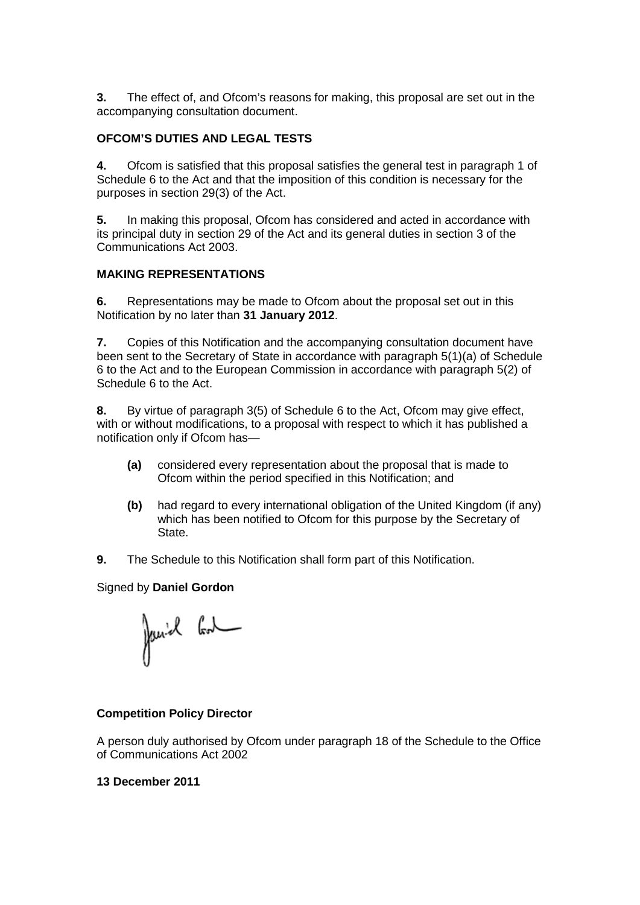**3.** The effect of, and Ofcom's reasons for making, this proposal are set out in the accompanying consultation document.

**OFCOM'S DUTIES AND LEGAL TESTS**

**4.** Ofcom is satisfied that this proposal satisfies the general test in paragraph 1 of Schedule 6 to the Act and that the imposition of this condition is necessary for the purposes in section 29(3) of the Act.

**5.** In making this proposal, Ofcom has considered and acted in accordance with its principal duty in section 29 of the Act and its general duties in section 3 of the Communications Act 2003.

**MAKING REPRESENTATIONS**

**6.** Representations may be made to Ofcom about the proposal set out in this Notification by no later than **31 January 2012**.

**7.** Copies of this Notification and the accompanying consultation document have been sent to the Secretary of State in accordance with paragraph 5(1)(a) of Schedule 6 to the Act and to the European Commission in accordance with paragraph 5(2) of Schedule 6 to the Act.

**8.** By virtue of paragraph 3(5) of Schedule 6 to the Act, Ofcom may give effect, with or without modifications, to a proposal with respect to which it has published a notification only if Ofcom has—

- **(a)** considered every representation about the proposal that is made to Ofcom within the period specified in this Notification; and
- **(b)** had regard to every international obligation of the United Kingdom (if any) which has been notified to Ofcom for this purpose by the Secretary of State.

**9.** The Schedule to this Notification shall form part of this Notification.

Signed by **Daniel Gordon**

**Competition Policy Director**

A person duly authorised by Ofcom under paragraph 18 of the Schedule to the Office of Communications Act 2002

**13 December 2011**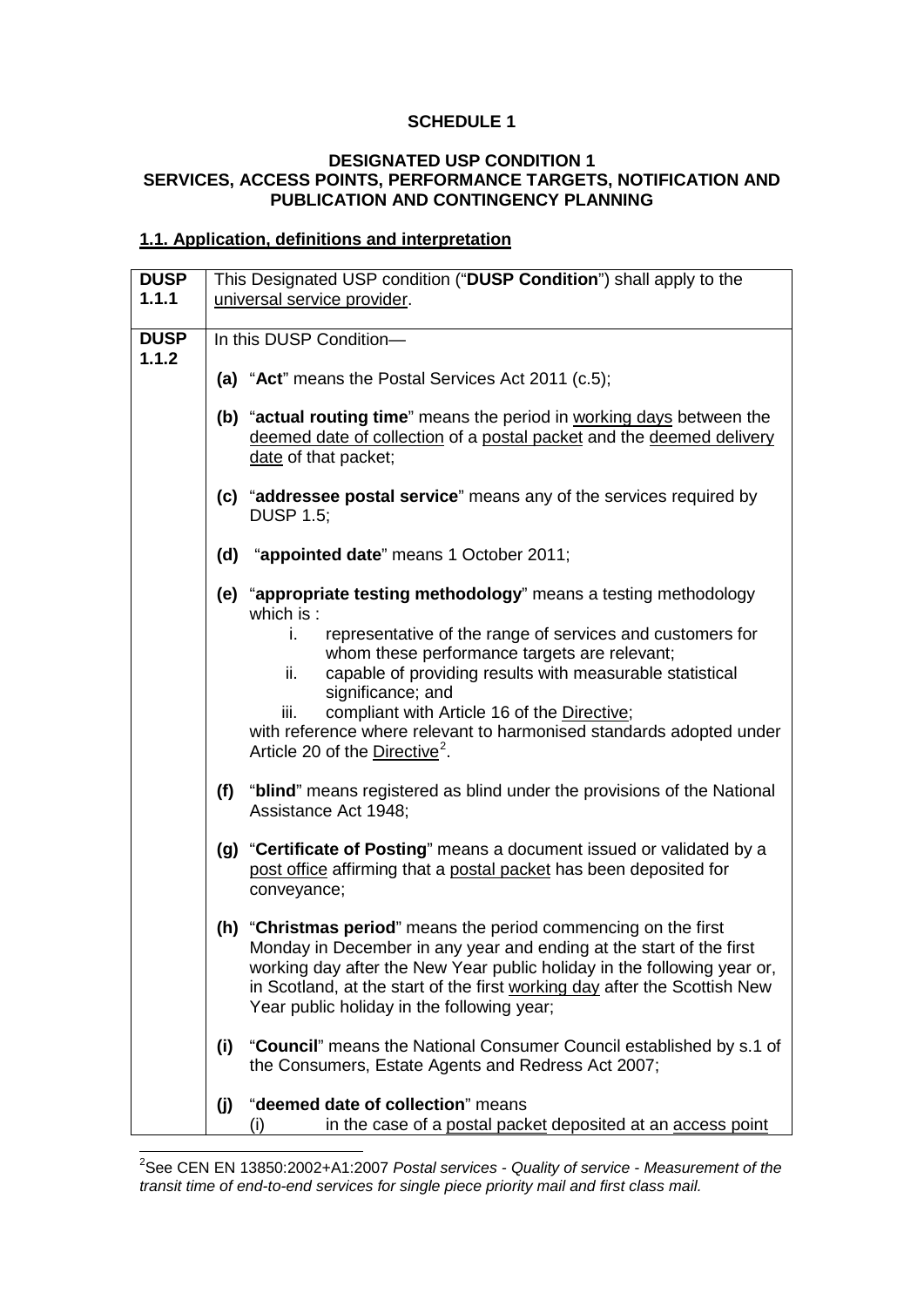**SCHEDULE 1**

**DESIGNATED USP CONDITION 1**
**SERVICES, ACCESS POINTS, PERFORMANCE TARGETS, NOTIFICATION AND PUBLICATION AND CONTINGENCY PLANNING**

## 1.1. Application, definitions and interpretation

| | |
|---|---|
| **DUSP 1.1.1** | This Designated USP condition ("**DUSP Condition**") shall apply to the universal service provider. |
| **DUSP 1.1.2** | In this DUSP Condition—<br><br>**(a)** "**Act**" means the Postal Services Act 2011 (c.5);<br><br>**(b)** "**actual routing time**" means the period in working days between the deemed date of collection of a postal packet and the deemed delivery date of that packet;<br><br>**(c)** "**addressee postal service**" means any of the services required by DUSP 1.5;<br><br>**(d)** "**appointed date**" means 1 October 2011;<br><br>**(e)** "**appropriate testing methodology**" means a testing methodology which is :<br>i. representative of the range of services and customers for whom these performance targets are relevant;<br>ii. capable of providing results with measurable statistical significance; and<br>iii. compliant with Article 16 of the Directive;<br>with reference where relevant to harmonised standards adopted under Article 20 of the Directive[2].<br><br>**(f)** "**blind**" means registered as blind under the provisions of the National Assistance Act 1948;<br><br>**(g)** "**Certificate of Posting**" means a document issued or validated by a post office affirming that a postal packet has been deposited for conveyance;<br><br>**(h)** "**Christmas period**" means the period commencing on the first Monday in December in any year and ending at the start of the first working day after the New Year public holiday in the following year or, in Scotland, at the start of the first working day after the Scottish New Year public holiday in the following year;<br><br>**(i)** "**Council**" means the National Consumer Council established by s.1 of the Consumers, Estate Agents and Redress Act 2007;<br><br>**(j)** "**deemed date of collection**" means<br>(i) in the case of a postal packet deposited at an access point |

[2] See CEN EN 13850:2002+A1:2007 *Postal services - Quality of service - Measurement of the transit time of end-to-end services for single piece priority mail and first class mail.*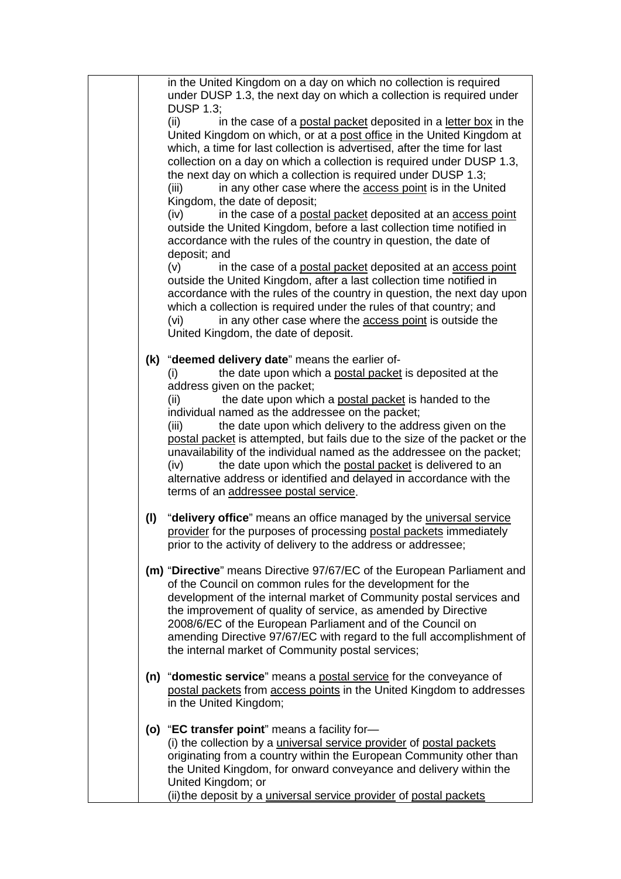in the United Kingdom on a day on which no collection is required under DUSP 1.3, the next day on which a collection is required under DUSP 1.3;

(ii) in the case of a postal packet deposited in a letter box in the United Kingdom on which, or at a post office in the United Kingdom at which, a time for last collection is advertised, after the time for last collection on a day on which a collection is required under DUSP 1.3, the next day on which a collection is required under DUSP 1.3;

(iii) in any other case where the access point is in the United Kingdom, the date of deposit;

(iv) in the case of a postal packet deposited at an access point outside the United Kingdom, before a last collection time notified in accordance with the rules of the country in question, the date of deposit; and

(v) in the case of a postal packet deposited at an access point outside the United Kingdom, after a last collection time notified in accordance with the rules of the country in question, the next day upon which a collection is required under the rules of that country; and

(vi) in any other case where the access point is outside the United Kingdom, the date of deposit.

**(k)** "**deemed delivery date**" means the earlier of-

(i) the date upon which a postal packet is deposited at the address given on the packet;

(ii) the date upon which a postal packet is handed to the individual named as the addressee on the packet;

(iii) the date upon which delivery to the address given on the postal packet is attempted, but fails due to the size of the packet or the unavailability of the individual named as the addressee on the packet;

(iv) the date upon which the postal packet is delivered to an alternative address or identified and delayed in accordance with the terms of an addressee postal service.

**(l)** "**delivery office**" means an office managed by the universal service provider for the purposes of processing postal packets immediately prior to the activity of delivery to the address or addressee;

**(m)** "**Directive**" means Directive 97/67/EC of the European Parliament and of the Council on common rules for the development for the development of the internal market of Community postal services and the improvement of quality of service, as amended by Directive 2008/6/EC of the European Parliament and of the Council on amending Directive 97/67/EC with regard to the full accomplishment of the internal market of Community postal services;

**(n)** "**domestic service**" means a postal service for the conveyance of postal packets from access points in the United Kingdom to addresses in the United Kingdom;

**(o)** "**EC transfer point**" means a facility for—

(i) the collection by a universal service provider of postal packets originating from a country within the European Community other than the United Kingdom, for onward conveyance and delivery within the United Kingdom; or

(ii) the deposit by a universal service provider of postal packets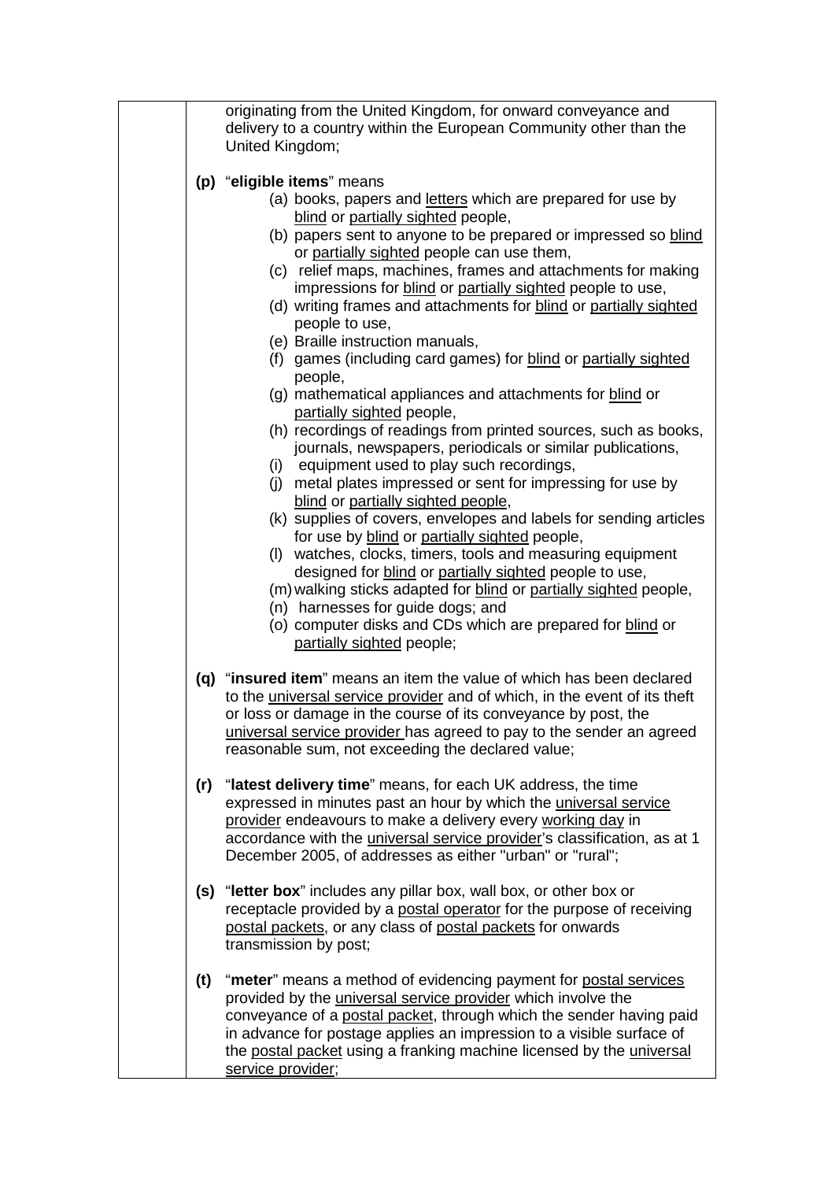originating from the United Kingdom, for onward conveyance and delivery to a country within the European Community other than the United Kingdom;

**(p)** "**eligible items**" means

- (a) books, papers and letters which are prepared for use by blind or partially sighted people,
- (b) papers sent to anyone to be prepared or impressed so blind or partially sighted people can use them,
- (c) relief maps, machines, frames and attachments for making impressions for blind or partially sighted people to use,
- (d) writing frames and attachments for blind or partially sighted people to use,
- (e) Braille instruction manuals,
- (f) games (including card games) for blind or partially sighted people,
- (g) mathematical appliances and attachments for blind or partially sighted people,
- (h) recordings of readings from printed sources, such as books, journals, newspapers, periodicals or similar publications,
- (i) equipment used to play such recordings,
- (j) metal plates impressed or sent for impressing for use by blind or partially sighted people,
- (k) supplies of covers, envelopes and labels for sending articles for use by blind or partially sighted people,
- (l) watches, clocks, timers, tools and measuring equipment designed for blind or partially sighted people to use,
- (m) walking sticks adapted for blind or partially sighted people,
- (n) harnesses for guide dogs; and
- (o) computer disks and CDs which are prepared for blind or partially sighted people;

**(q)** "**insured item**" means an item the value of which has been declared to the universal service provider and of which, in the event of its theft or loss or damage in the course of its conveyance by post, the universal service provider has agreed to pay to the sender an agreed reasonable sum, not exceeding the declared value;

**(r)** "**latest delivery time**" means, for each UK address, the time expressed in minutes past an hour by which the universal service provider endeavours to make a delivery every working day in accordance with the universal service provider's classification, as at 1 December 2005, of addresses as either "urban" or "rural";

**(s)** "**letter box**" includes any pillar box, wall box, or other box or receptacle provided by a postal operator for the purpose of receiving postal packets, or any class of postal packets for onwards transmission by post;

**(t)** "**meter**" means a method of evidencing payment for postal services provided by the universal service provider which involve the conveyance of a postal packet, through which the sender having paid in advance for postage applies an impression to a visible surface of the postal packet using a franking machine licensed by the universal service provider;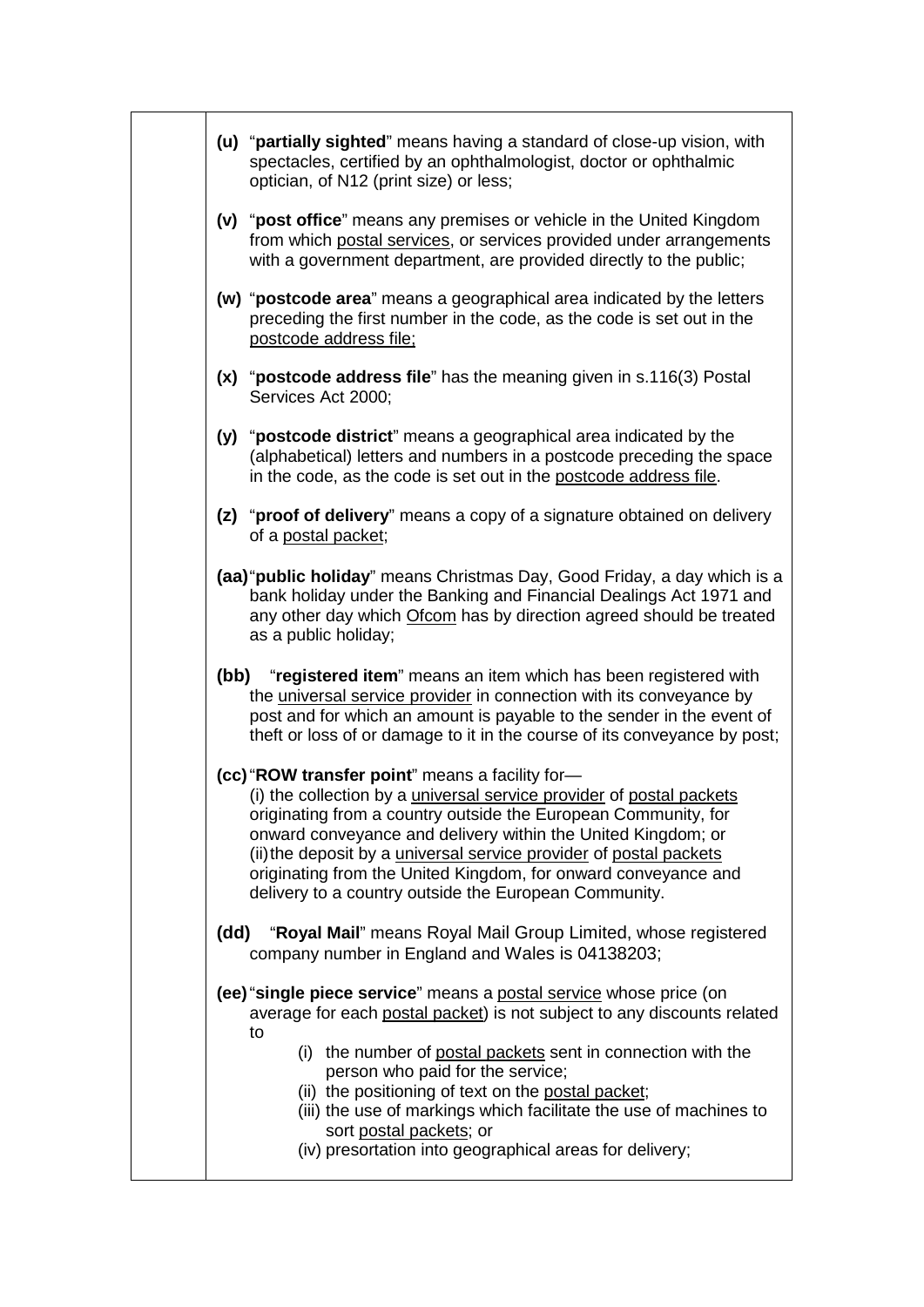**(u)** "**partially sighted**" means having a standard of close-up vision, with spectacles, certified by an ophthalmologist, doctor or ophthalmic optician, of N12 (print size) or less;

**(v)** "**post office**" means any premises or vehicle in the United Kingdom from which postal services, or services provided under arrangements with a government department, are provided directly to the public;

**(w)** "**postcode area**" means a geographical area indicated by the letters preceding the first number in the code, as the code is set out in the postcode address file;

**(x)** "**postcode address file**" has the meaning given in s.116(3) Postal Services Act 2000;

**(y)** "**postcode district**" means a geographical area indicated by the (alphabetical) letters and numbers in a postcode preceding the space in the code, as the code is set out in the postcode address file.

**(z)** "**proof of delivery**" means a copy of a signature obtained on delivery of a postal packet;

**(aa)** "**public holiday**" means Christmas Day, Good Friday, a day which is a bank holiday under the Banking and Financial Dealings Act 1971 and any other day which Ofcom has by direction agreed should be treated as a public holiday;

**(bb)** "**registered item**" means an item which has been registered with the universal service provider in connection with its conveyance by post and for which an amount is payable to the sender in the event of theft or loss of or damage to it in the course of its conveyance by post;

**(cc)** "**ROW transfer point**" means a facility for—
(i) the collection by a universal service provider of postal packets originating from a country outside the European Community, for onward conveyance and delivery within the United Kingdom; or
(ii) the deposit by a universal service provider of postal packets originating from the United Kingdom, for onward conveyance and delivery to a country outside the European Community.

**(dd)** "**Royal Mail**" means Royal Mail Group Limited, whose registered company number in England and Wales is 04138203;

**(ee)** "**single piece service**" means a postal service whose price (on average for each postal packet) is not subject to any discounts related to

- (i) the number of postal packets sent in connection with the person who paid for the service;
- (ii) the positioning of text on the postal packet;
- (iii) the use of markings which facilitate the use of machines to sort postal packets; or
- (iv) presortation into geographical areas for delivery;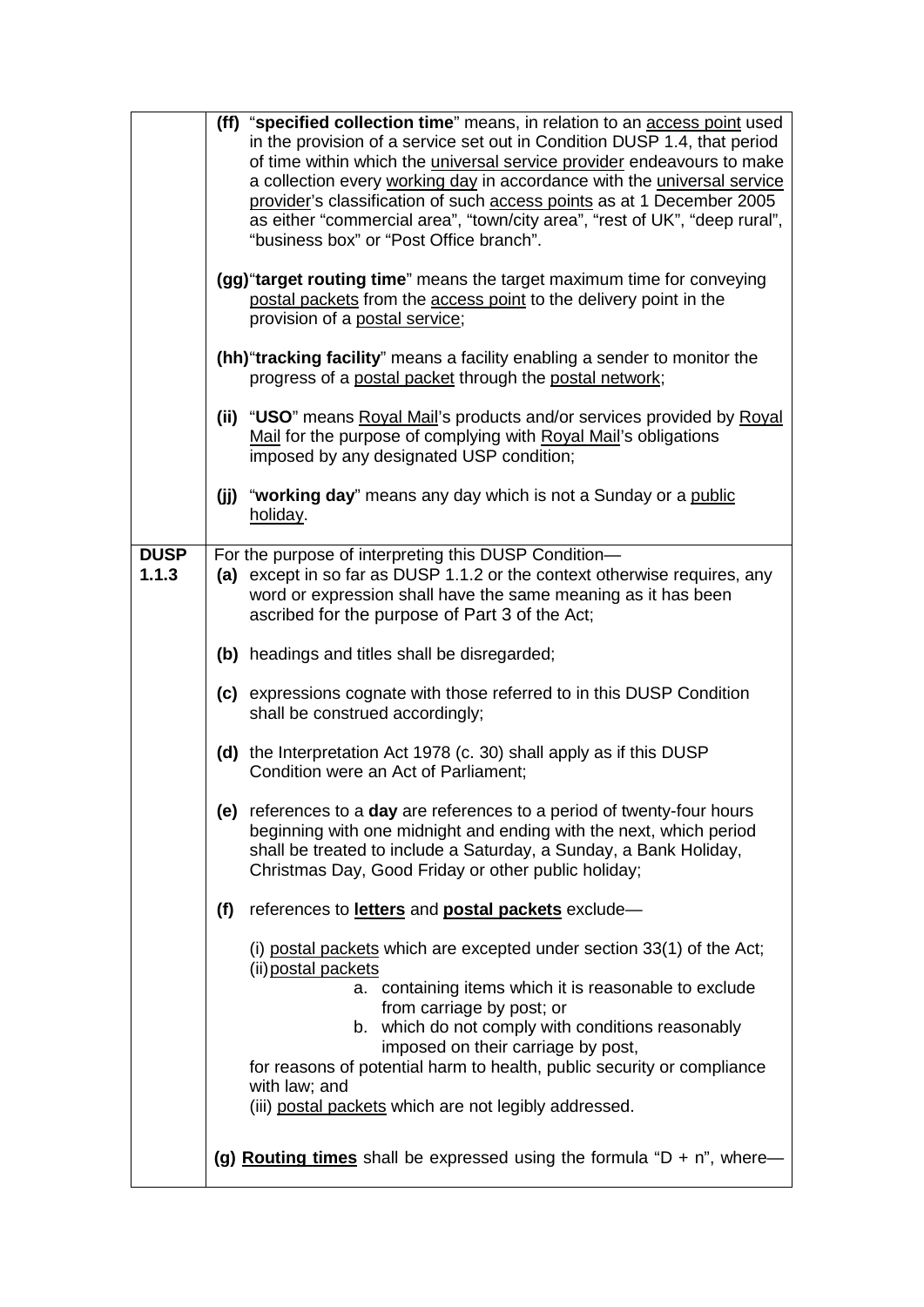| | |
|---|---|
| | **(ff)** "**specified collection time**" means, in relation to an access point used in the provision of a service set out in Condition DUSP 1.4, that period of time within which the universal service provider endeavours to make a collection every working day in accordance with the universal service provider's classification of such access points as at 1 December 2005 as either "commercial area", "town/city area", "rest of UK", "deep rural", "business box" or "Post Office branch".<br><br>**(gg)** "**target routing time**" means the target maximum time for conveying postal packets from the access point to the delivery point in the provision of a postal service;<br><br>**(hh)** "**tracking facility**" means a facility enabling a sender to monitor the progress of a postal packet through the postal network;<br><br>**(ii)** "**USO**" means Royal Mail's products and/or services provided by Royal Mail for the purpose of complying with Royal Mail's obligations imposed by any designated USP condition;<br><br>**(jj)** "**working day**" means any day which is not a Sunday or a public holiday. |
| **DUSP 1.1.3** | For the purpose of interpreting this DUSP Condition—<br>**(a)** except in so far as DUSP 1.1.2 or the context otherwise requires, any word or expression shall have the same meaning as it has been ascribed for the purpose of Part 3 of the Act;<br><br>**(b)** headings and titles shall be disregarded;<br><br>**(c)** expressions cognate with those referred to in this DUSP Condition shall be construed accordingly;<br><br>**(d)** the Interpretation Act 1978 (c. 30) shall apply as if this DUSP Condition were an Act of Parliament;<br><br>**(e)** references to a **day** are references to a period of twenty-four hours beginning with one midnight and ending with the next, which period shall be treated to include a Saturday, a Sunday, a Bank Holiday, Christmas Day, Good Friday or other public holiday;<br><br>**(f)** references to **letters** and **postal packets** exclude—<br><br>(i) postal packets which are excepted under section 33(1) of the Act;<br>(ii) postal packets<br>a. containing items which it is reasonable to exclude from carriage by post; or<br>b. which do not comply with conditions reasonably imposed on their carriage by post,<br>for reasons of potential harm to health, public security or compliance with law; and<br>(iii) postal packets which are not legibly addressed.<br><br>**(g)** **Routing times** shall be expressed using the formula "D + n", where— |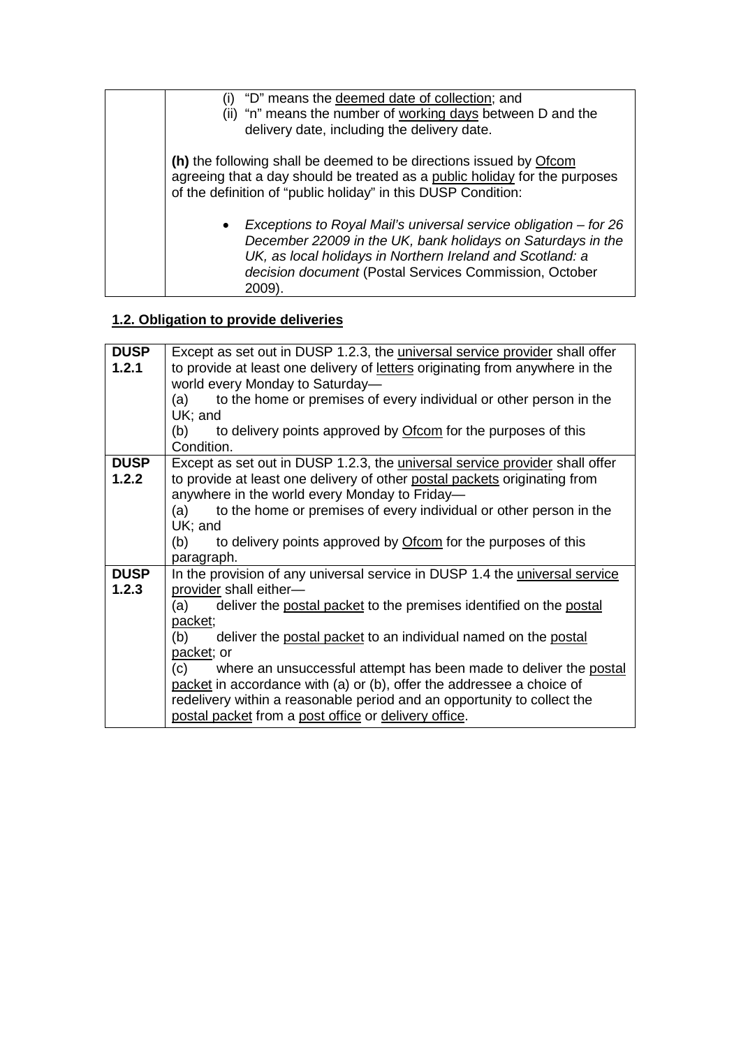| | |
|---|---|
| | (i) "D" means the deemed date of collection; and<br>(ii) "n" means the number of working days between D and the delivery date, including the delivery date.<br><br>**(h)** the following shall be deemed to be directions issued by Ofcom agreeing that a day should be treated as a public holiday for the purposes of the definition of "public holiday" in this DUSP Condition:<br><br>• *Exceptions to Royal Mail's universal service obligation – for 26 December 22009 in the UK, bank holidays on Saturdays in the UK, as local holidays in Northern Ireland and Scotland: a decision document* (Postal Services Commission, October 2009). |

## 1.2. Obligation to provide deliveries

| | |
|---|---|
| **DUSP 1.2.1** | Except as set out in DUSP 1.2.3, the universal service provider shall offer to provide at least one delivery of letters originating from anywhere in the world every Monday to Saturday—<br>(a) to the home or premises of every individual or other person in the UK; and<br>(b) to delivery points approved by Ofcom for the purposes of this Condition. |
| **DUSP 1.2.2** | Except as set out in DUSP 1.2.3, the universal service provider shall offer to provide at least one delivery of other postal packets originating from anywhere in the world every Monday to Friday—<br>(a) to the home or premises of every individual or other person in the UK; and<br>(b) to delivery points approved by Ofcom for the purposes of this paragraph. |
| **DUSP 1.2.3** | In the provision of any universal service in DUSP 1.4 the universal service provider shall either—<br>(a) deliver the postal packet to the premises identified on the postal packet;<br>(b) deliver the postal packet to an individual named on the postal packet; or<br>(c) where an unsuccessful attempt has been made to deliver the postal packet in accordance with (a) or (b), offer the addressee a choice of redelivery within a reasonable period and an opportunity to collect the postal packet from a post office or delivery office. |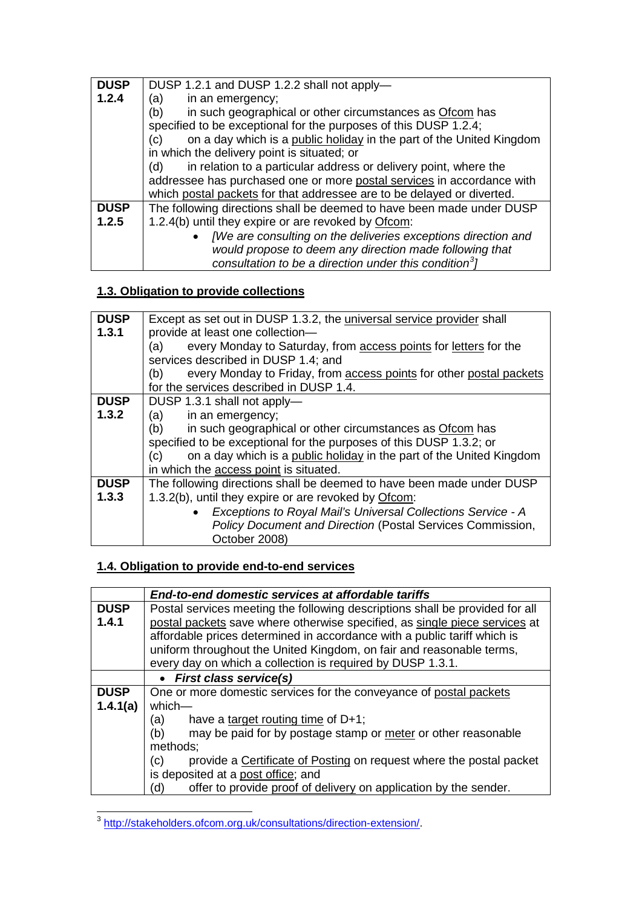| | |
|---|---|
| **DUSP 1.2.4** | DUSP 1.2.1 and DUSP 1.2.2 shall not apply— (a) in an emergency; (b) in such geographical or other circumstances as Ofcom has specified to be exceptional for the purposes of this DUSP 1.2.4; (c) on a day which is a public holiday in the part of the United Kingdom in which the delivery point is situated; or (d) in relation to a particular address or delivery point, where the addressee has purchased one or more postal services in accordance with which postal packets for that addressee are to be delayed or diverted. |
| **DUSP 1.2.5** | The following directions shall be deemed to have been made under DUSP 1.2.4(b) until they expire or are revoked by Ofcom: <br>• *[We are consulting on the deliveries exceptions direction and would propose to deem any direction made following that consultation to be a direction under this condition[3]]* |

## 1.3. Obligation to provide collections

| | |
|---|---|
| **DUSP 1.3.1** | Except as set out in DUSP 1.3.2, the universal service provider shall provide at least one collection— (a) every Monday to Saturday, from access points for letters for the services described in DUSP 1.4; and (b) every Monday to Friday, from access points for other postal packets for the services described in DUSP 1.4. |
| **DUSP 1.3.2** | DUSP 1.3.1 shall not apply— (a) in an emergency; (b) in such geographical or other circumstances as Ofcom has specified to be exceptional for the purposes of this DUSP 1.3.2; or (c) on a day which is a public holiday in the part of the United Kingdom in which the access point is situated. |
| **DUSP 1.3.3** | The following directions shall be deemed to have been made under DUSP 1.3.2(b), until they expire or are revoked by Ofcom: <br>• *Exceptions to Royal Mail's Universal Collections Service - A Policy Document and Direction* (Postal Services Commission, October 2008) |

## 1.4. Obligation to provide end-to-end services

| | |
|---|---|
| | ***End-to-end domestic services at affordable tariffs*** |
| **DUSP 1.4.1** | Postal services meeting the following descriptions shall be provided for all postal packets save where otherwise specified, as single piece services at affordable prices determined in accordance with a public tariff which is uniform throughout the United Kingdom, on fair and reasonable terms, every day on which a collection is required by DUSP 1.3.1. |
| | • ***First class service(s)*** |
| **DUSP 1.4.1(a)** | One or more domestic services for the conveyance of postal packets which— (a) have a target routing time of D+1; (b) may be paid for by postage stamp or meter or other reasonable methods; (c) provide a Certificate of Posting on request where the postal packet is deposited at a post office; and (d) offer to provide proof of delivery on application by the sender. |

[3] http://stakeholders.ofcom.org.uk/consultations/direction-extension/.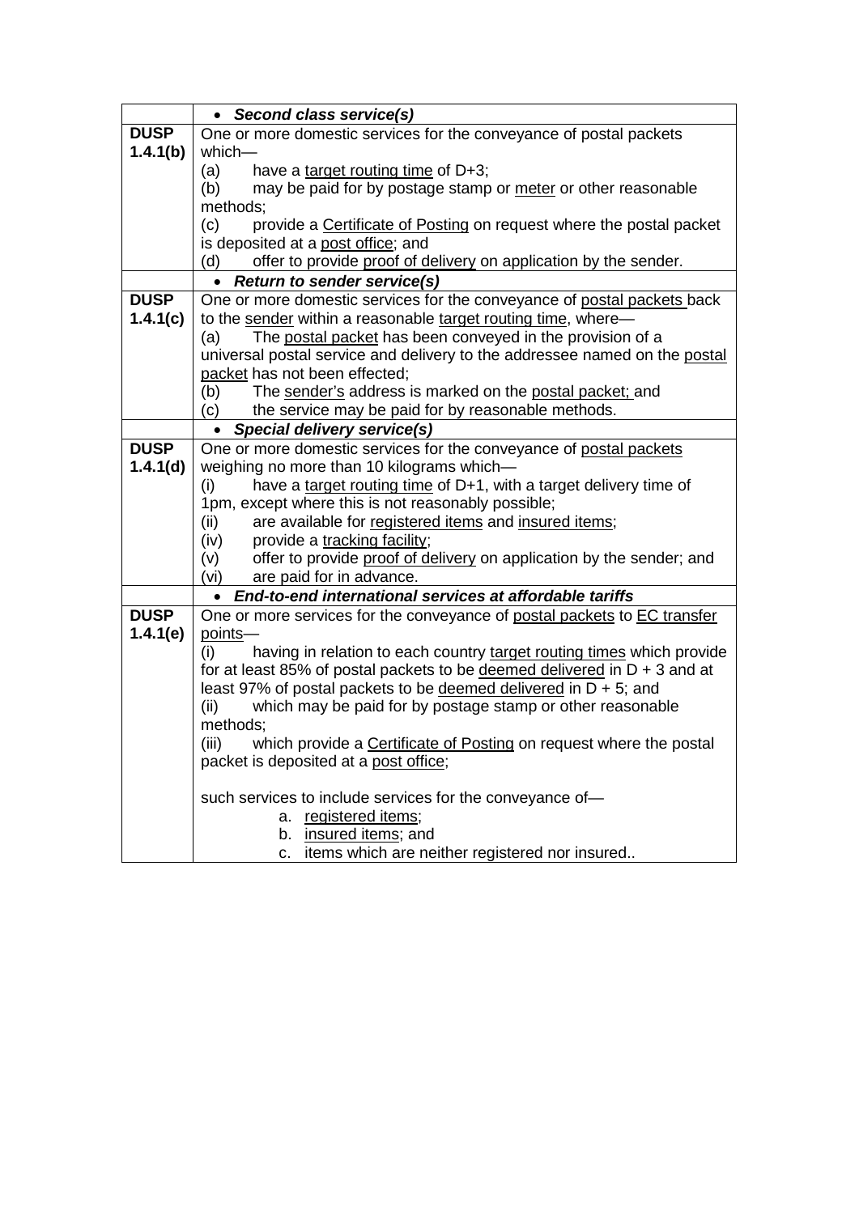| | |
|---|---|
| | • ***Second class service(s)*** |
| **DUSP 1.4.1(b)** | One or more domestic services for the conveyance of postal packets which—<br>(a) have a target routing time of D+3;<br>(b) may be paid for by postage stamp or meter or other reasonable methods;<br>(c) provide a Certificate of Posting on request where the postal packet is deposited at a post office; and<br>(d) offer to provide proof of delivery on application by the sender. |
| | • ***Return to sender service(s)*** |
| **DUSP 1.4.1(c)** | One or more domestic services for the conveyance of postal packets back to the sender within a reasonable target routing time, where—<br>(a) The postal packet has been conveyed in the provision of a universal postal service and delivery to the addressee named on the postal packet has not been effected;<br>(b) The sender's address is marked on the postal packet; and<br>(c) the service may be paid for by reasonable methods. |
| | • ***Special delivery service(s)*** |
| **DUSP 1.4.1(d)** | One or more domestic services for the conveyance of postal packets weighing no more than 10 kilograms which—<br>(i) have a target routing time of D+1, with a target delivery time of 1pm, except where this is not reasonably possible;<br>(ii) are available for registered items and insured items;<br>(iv) provide a tracking facility;<br>(v) offer to provide proof of delivery on application by the sender; and<br>(vi) are paid for in advance. |
| | • ***End-to-end international services at affordable tariffs*** |
| **DUSP 1.4.1(e)** | One or more services for the conveyance of postal packets to EC transfer points—<br>(i) having in relation to each country target routing times which provide for at least 85% of postal packets to be deemed delivered in D + 3 and at least 97% of postal packets to be deemed delivered in D + 5; and<br>(ii) which may be paid for by postage stamp or other reasonable methods;<br>(iii) which provide a Certificate of Posting on request where the postal packet is deposited at a post office;<br><br>such services to include services for the conveyance of—<br>a. registered items;<br>b. insured items; and<br>c. items which are neither registered nor insured.. |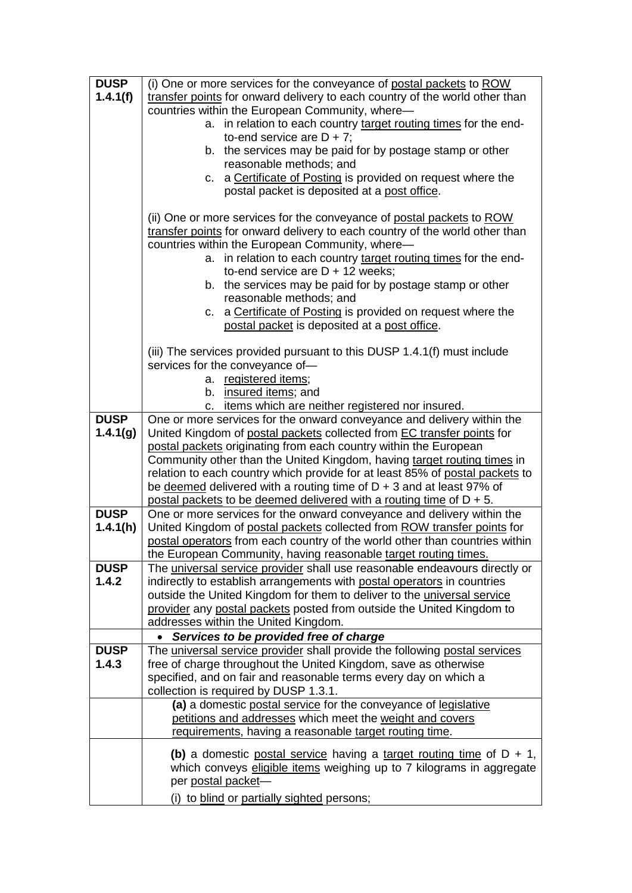| | |
|---|---|
| **DUSP 1.4.1(f)** | (i) One or more services for the conveyance of postal packets to ROW transfer points for onward delivery to each country of the world other than countries within the European Community, where— <br> a. in relation to each country target routing times for the end-to-end service are D + 7; <br> b. the services may be paid for by postage stamp or other reasonable methods; and <br> c. a Certificate of Posting is provided on request where the postal packet is deposited at a post office. <br><br> (ii) One or more services for the conveyance of postal packets to ROW transfer points for onward delivery to each country of the world other than countries within the European Community, where— <br> a. in relation to each country target routing times for the end-to-end service are D + 12 weeks; <br> b. the services may be paid for by postage stamp or other reasonable methods; and <br> c. a Certificate of Posting is provided on request where the postal packet is deposited at a post office. <br><br> (iii) The services provided pursuant to this DUSP 1.4.1(f) must include services for the conveyance of— <br> a. registered items; <br> b. insured items; and <br> c. items which are neither registered nor insured. |
| **DUSP 1.4.1(g)** | One or more services for the onward conveyance and delivery within the United Kingdom of postal packets collected from EC transfer points for postal packets originating from each country within the European Community other than the United Kingdom, having target routing times in relation to each country which provide for at least 85% of postal packets to be deemed delivered with a routing time of D + 3 and at least 97% of postal packets to be deemed delivered with a routing time of D + 5. |
| **DUSP 1.4.1(h)** | One or more services for the onward conveyance and delivery within the United Kingdom of postal packets collected from ROW transfer points for postal operators from each country of the world other than countries within the European Community, having reasonable target routing times. |
| **DUSP 1.4.2** | The universal service provider shall use reasonable endeavours directly or indirectly to establish arrangements with postal operators in countries outside the United Kingdom for them to deliver to the universal service provider any postal packets posted from outside the United Kingdom to addresses within the United Kingdom. |
| | • ***Services to be provided free of charge*** |
| **DUSP 1.4.3** | The universal service provider shall provide the following postal services free of charge throughout the United Kingdom, save as otherwise specified, and on fair and reasonable terms every day on which a collection is required by DUSP 1.3.1. |
| | **(a)** a domestic postal service for the conveyance of legislative petitions and addresses which meet the weight and covers requirements, having a reasonable target routing time. |
| | **(b)** a domestic postal service having a target routing time of D + 1, which conveys eligible items weighing up to 7 kilograms in aggregate per postal packet— <br> (i) to blind or partially sighted persons; |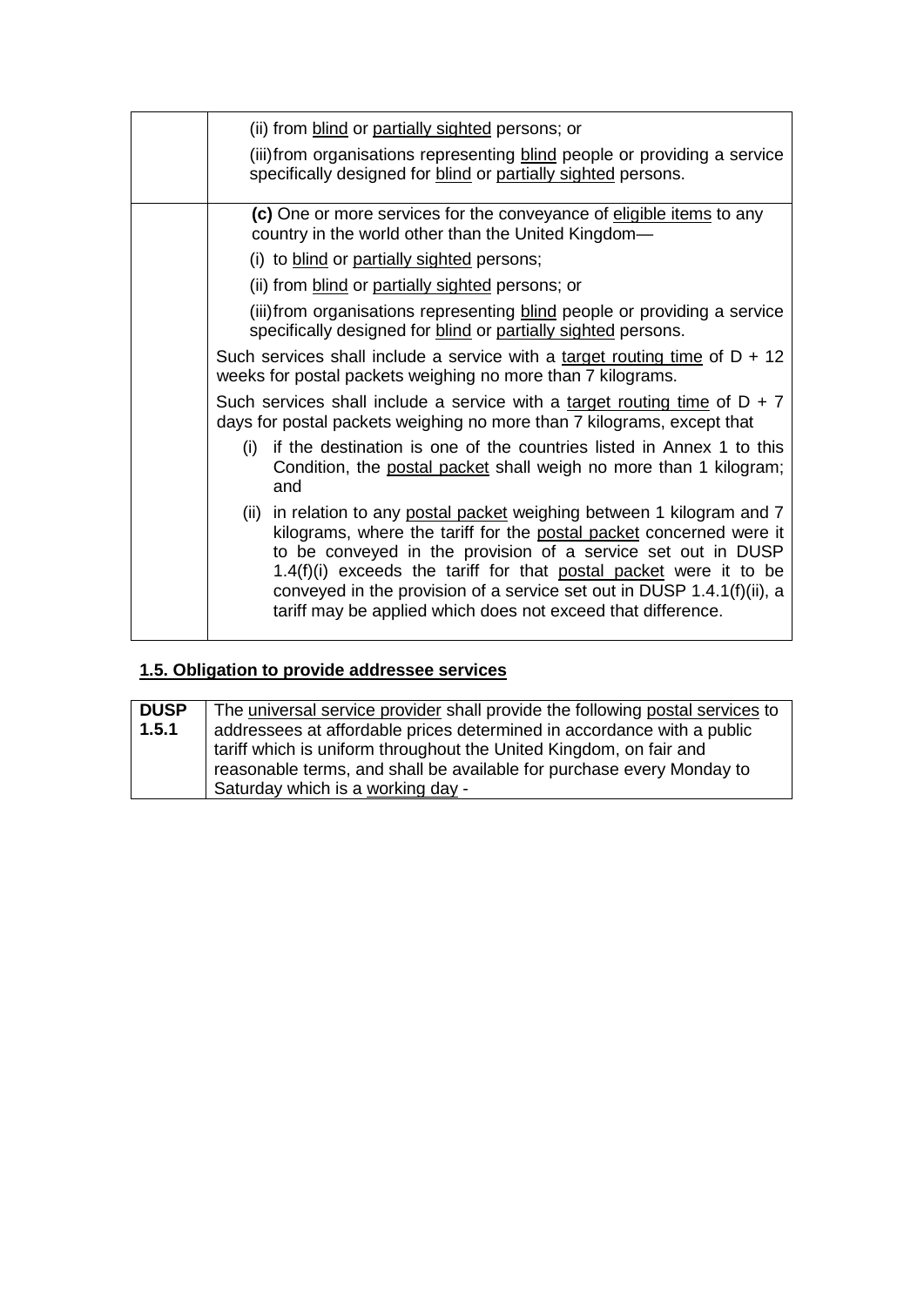| | |
|---|---|
| | (ii) from blind or partially sighted persons; or<br><br>(iii) from organisations representing blind people or providing a service specifically designed for blind or partially sighted persons. |
| | **(c)** One or more services for the conveyance of eligible items to any country in the world other than the United Kingdom—<br><br>(i) to blind or partially sighted persons;<br><br>(ii) from blind or partially sighted persons; or<br><br>(iii) from organisations representing blind people or providing a service specifically designed for blind or partially sighted persons.<br><br>Such services shall include a service with a target routing time of D + 12 weeks for postal packets weighing no more than 7 kilograms.<br><br>Such services shall include a service with a target routing time of D + 7 days for postal packets weighing no more than 7 kilograms, except that<br><br>(i) if the destination is one of the countries listed in Annex 1 to this Condition, the postal packet shall weigh no more than 1 kilogram; and<br><br>(ii) in relation to any postal packet weighing between 1 kilogram and 7 kilograms, where the tariff for the postal packet concerned were it to be conveyed in the provision of a service set out in DUSP 1.4(f)(i) exceeds the tariff for that postal packet were it to be conveyed in the provision of a service set out in DUSP 1.4.1(f)(ii), a tariff may be applied which does not exceed that difference. |

## 1.5. Obligation to provide addressee services

| | |
|---|---|
| **DUSP 1.5.1** | The universal service provider shall provide the following postal services to addressees at affordable prices determined in accordance with a public tariff which is uniform throughout the United Kingdom, on fair and reasonable terms, and shall be available for purchase every Monday to Saturday which is a working day - |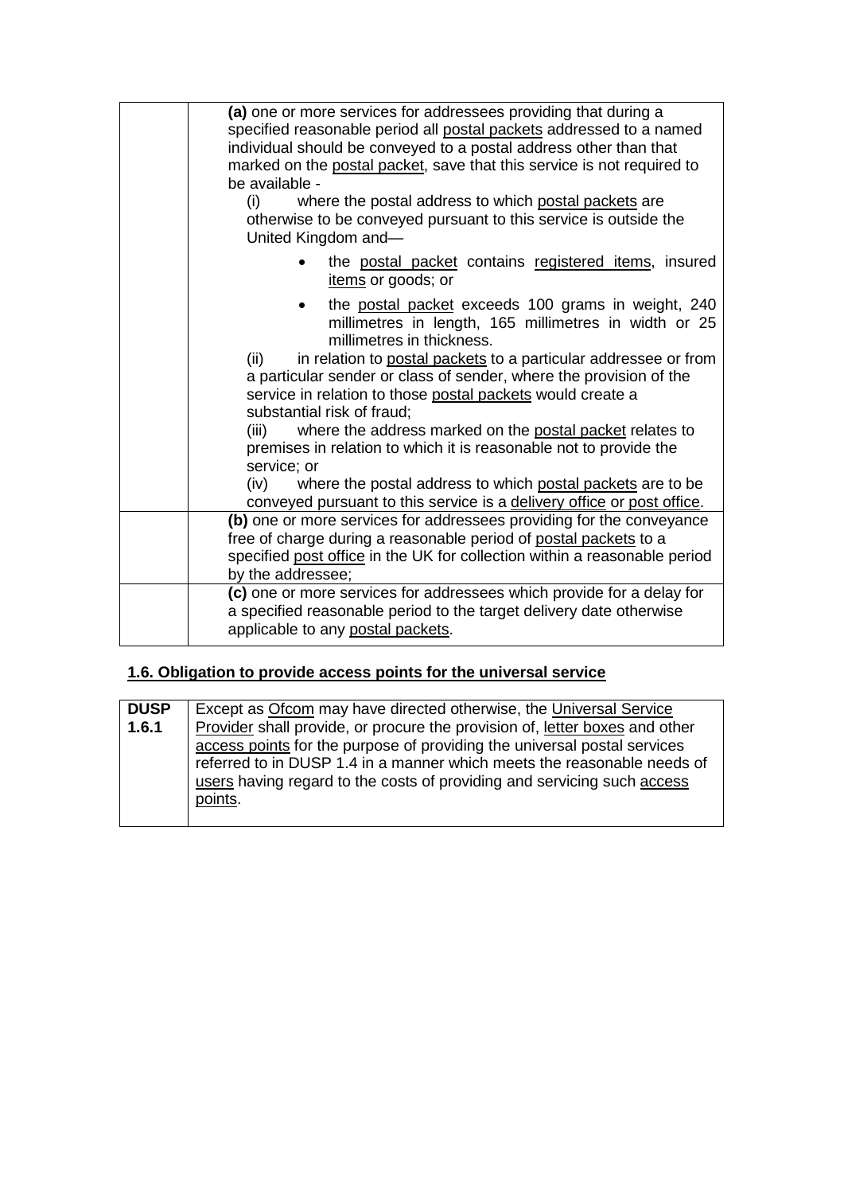| | |
|---|---|
| | **(a)** one or more services for addressees providing that during a specified reasonable period all postal packets addressed to a named individual should be conveyed to a postal address other than that marked on the postal packet, save that this service is not required to be available - <br>(i) where the postal address to which postal packets are otherwise to be conveyed pursuant to this service is outside the United Kingdom and— <br>• the postal packet contains registered items, insured items or goods; or <br>• the postal packet exceeds 100 grams in weight, 240 millimetres in length, 165 millimetres in width or 25 millimetres in thickness. <br>(ii) in relation to postal packets to a particular addressee or from a particular sender or class of sender, where the provision of the service in relation to those postal packets would create a substantial risk of fraud; <br>(iii) where the address marked on the postal packet relates to premises in relation to which it is reasonable not to provide the service; or <br>(iv) where the postal address to which postal packets are to be conveyed pursuant to this service is a delivery office or post office. |
| | **(b)** one or more services for addressees providing for the conveyance free of charge during a reasonable period of postal packets to a specified post office in the UK for collection within a reasonable period by the addressee; |
| | **(c)** one or more services for addressees which provide for a delay for a specified reasonable period to the target delivery date otherwise applicable to any postal packets. |

## 1.6. Obligation to provide access points for the universal service

| | |
|---|---|
| **DUSP 1.6.1** | Except as Ofcom may have directed otherwise, the Universal Service Provider shall provide, or procure the provision of, letter boxes and other access points for the purpose of providing the universal postal services referred to in DUSP 1.4 in a manner which meets the reasonable needs of users having regard to the costs of providing and servicing such access points. |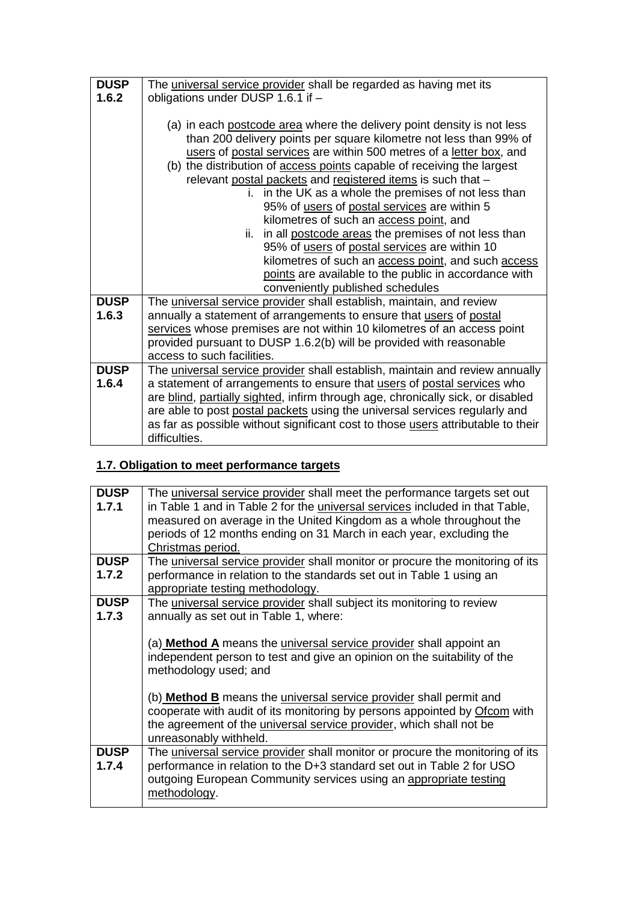| | |
|---|---|
| **DUSP 1.6.2** | The universal service provider shall be regarded as having met its obligations under DUSP 1.6.1 if – <br><br> (a) in each postcode area where the delivery point density is not less than 200 delivery points per square kilometre not less than 99% of users of postal services are within 500 metres of a letter box, and <br> (b) the distribution of access points capable of receiving the largest relevant postal packets and registered items is such that – <br> i. in the UK as a whole the premises of not less than 95% of users of postal services are within 5 kilometres of such an access point, and <br> ii. in all postcode areas the premises of not less than 95% of users of postal services are within 10 kilometres of such an access point, and such access points are available to the public in accordance with conveniently published schedules |
| **DUSP 1.6.3** | The universal service provider shall establish, maintain, and review annually a statement of arrangements to ensure that users of postal services whose premises are not within 10 kilometres of an access point provided pursuant to DUSP 1.6.2(b) will be provided with reasonable access to such facilities. |
| **DUSP 1.6.4** | The universal service provider shall establish, maintain and review annually a statement of arrangements to ensure that users of postal services who are blind, partially sighted, infirm through age, chronically sick, or disabled are able to post postal packets using the universal services regularly and as far as possible without significant cost to those users attributable to their difficulties. |

## 1.7. Obligation to meet performance targets

| | |
|---|---|
| **DUSP 1.7.1** | The universal service provider shall meet the performance targets set out in Table 1 and in Table 2 for the universal services included in that Table, measured on average in the United Kingdom as a whole throughout the periods of 12 months ending on 31 March in each year, excluding the Christmas period. |
| **DUSP 1.7.2** | The universal service provider shall monitor or procure the monitoring of its performance in relation to the standards set out in Table 1 using an appropriate testing methodology. |
| **DUSP 1.7.3** | The universal service provider shall subject its monitoring to review annually as set out in Table 1, where: <br><br> (a) **Method A** means the universal service provider shall appoint an independent person to test and give an opinion on the suitability of the methodology used; and <br><br> (b) **Method B** means the universal service provider shall permit and cooperate with audit of its monitoring by persons appointed by Ofcom with the agreement of the universal service provider, which shall not be unreasonably withheld. |
| **DUSP 1.7.4** | The universal service provider shall monitor or procure the monitoring of its performance in relation to the D+3 standard set out in Table 2 for USO outgoing European Community services using an appropriate testing methodology. |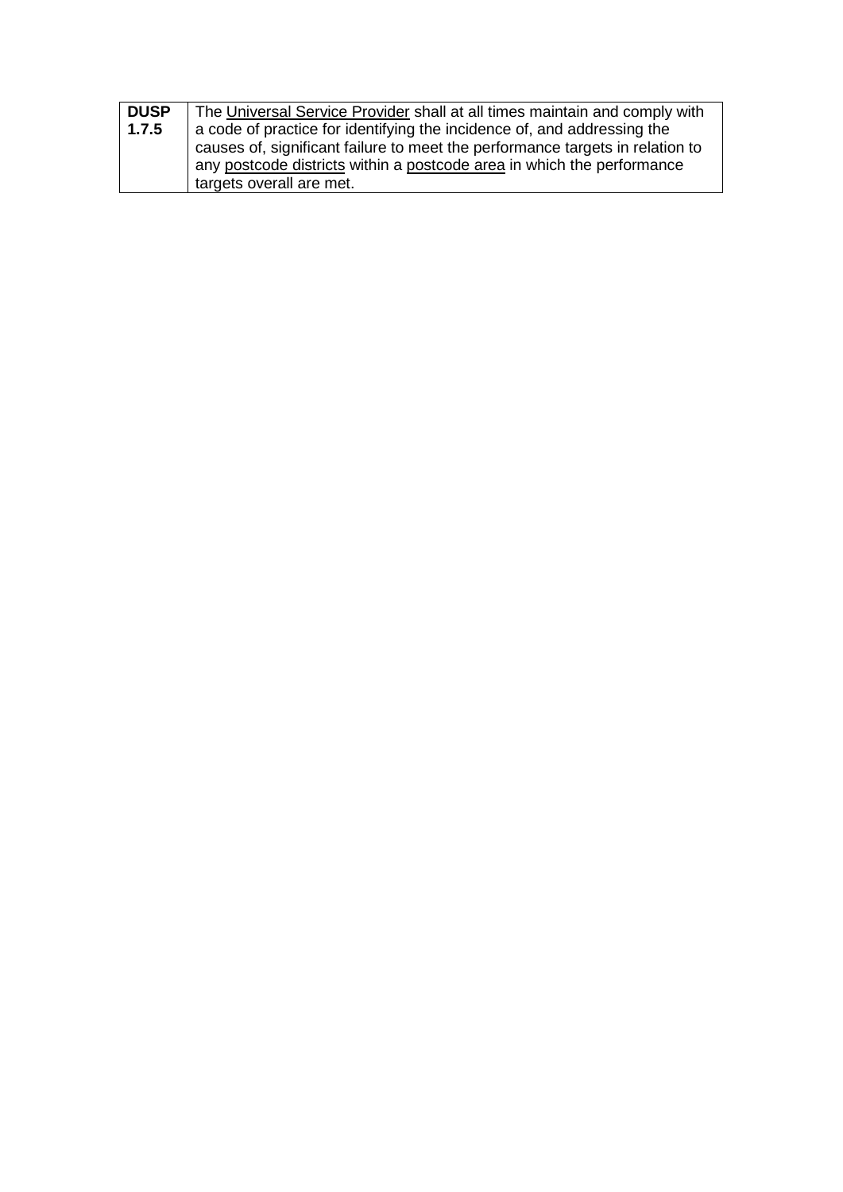| | |
|---|---|
| **DUSP 1.7.5** | The Universal Service Provider shall at all times maintain and comply with a code of practice for identifying the incidence of, and addressing the causes of, significant failure to meet the performance targets in relation to any postcode districts within a postcode area in which the performance targets overall are met. |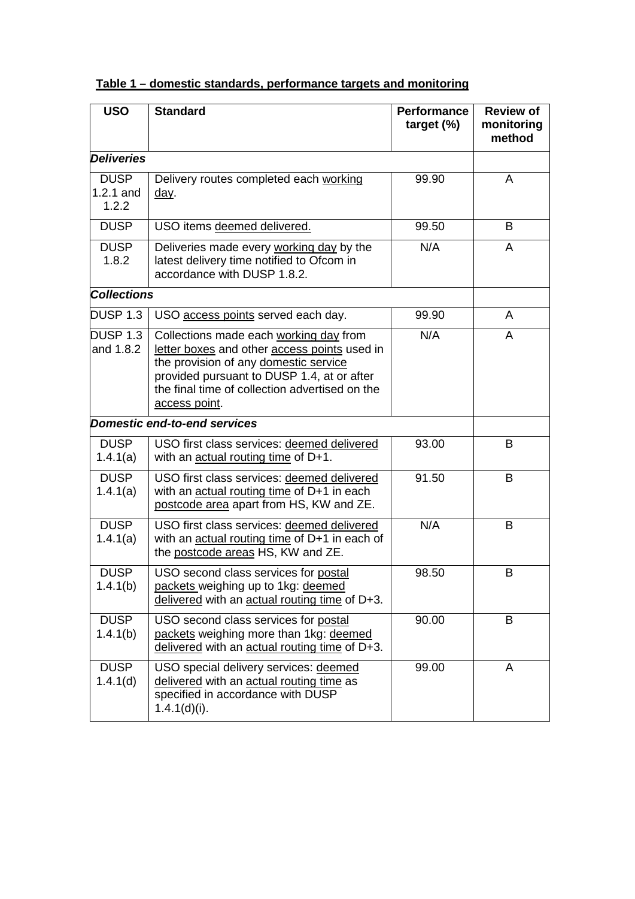**Table 1 – domestic standards, performance targets and monitoring**

| USO | Standard | Performance target (%) | Review of monitoring method |
|---|---|---|---|
| ***Deliveries*** | | | |
| DUSP 1.2.1 and 1.2.2 | Delivery routes completed each working day. | 99.90 | A |
| DUSP | USO items deemed delivered. | 99.50 | B |
| DUSP 1.8.2 | Deliveries made every working day by the latest delivery time notified to Ofcom in accordance with DUSP 1.8.2. | N/A | A |
| ***Collections*** | | | |
| DUSP 1.3 | USO access points served each day. | 99.90 | A |
| DUSP 1.3 and 1.8.2 | Collections made each working day from letter boxes and other access points used in the provision of any domestic service provided pursuant to DUSP 1.4, at or after the final time of collection advertised on the access point. | N/A | A |
| ***Domestic end-to-end services*** | | | |
| DUSP 1.4.1(a) | USO first class services: deemed delivered with an actual routing time of D+1. | 93.00 | B |
| DUSP 1.4.1(a) | USO first class services: deemed delivered with an actual routing time of D+1 in each postcode area apart from HS, KW and ZE. | 91.50 | B |
| DUSP 1.4.1(a) | USO first class services: deemed delivered with an actual routing time of D+1 in each of the postcode areas HS, KW and ZE. | N/A | B |
| DUSP 1.4.1(b) | USO second class services for postal packets weighing up to 1kg: deemed delivered with an actual routing time of D+3. | 98.50 | B |
| DUSP 1.4.1(b) | USO second class services for postal packets weighing more than 1kg: deemed delivered with an actual routing time of D+3. | 90.00 | B |
| DUSP 1.4.1(d) | USO special delivery services: deemed delivered with an actual routing time as specified in accordance with DUSP 1.4.1(d)(i). | 99.00 | A |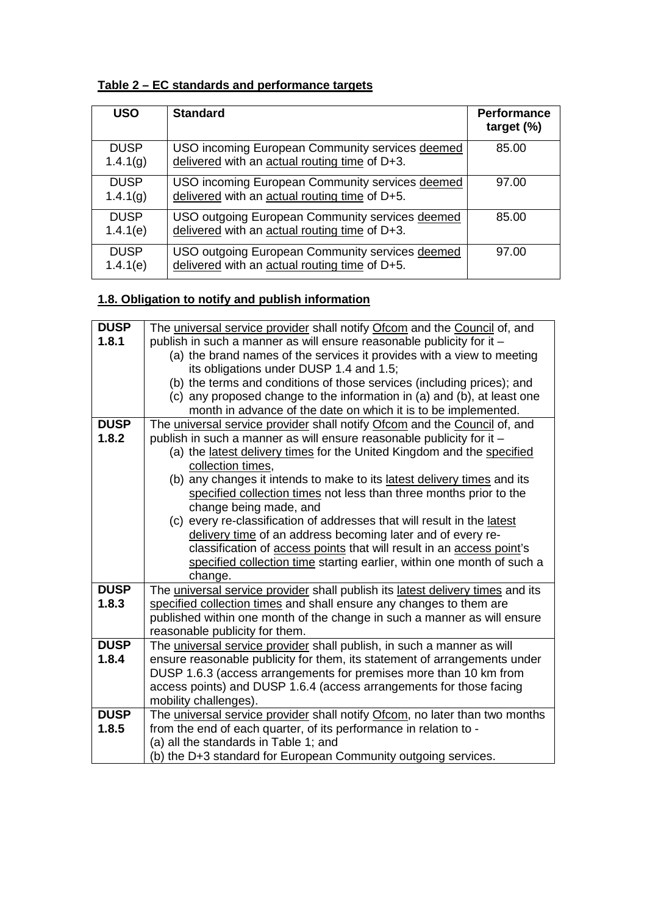**Table 2 – EC standards and performance targets**

| USO | Standard | Performance target (%) |
|---|---|---|
| DUSP 1.4.1(g) | USO incoming European Community services deemed delivered with an actual routing time of D+3. | 85.00 |
| DUSP 1.4.1(g) | USO incoming European Community services deemed delivered with an actual routing time of D+5. | 97.00 |
| DUSP 1.4.1(e) | USO outgoing European Community services deemed delivered with an actual routing time of D+3. | 85.00 |
| DUSP 1.4.1(e) | USO outgoing European Community services deemed delivered with an actual routing time of D+5. | 97.00 |

## 1.8. Obligation to notify and publish information

| | |
|---|---|
| **DUSP 1.8.1** | The universal service provider shall notify Ofcom and the Council of, and publish in such a manner as will ensure reasonable publicity for it – (a) the brand names of the services it provides with a view to meeting its obligations under DUSP 1.4 and 1.5; (b) the terms and conditions of those services (including prices); and (c) any proposed change to the information in (a) and (b), at least one month in advance of the date on which it is to be implemented. |
| **DUSP 1.8.2** | The universal service provider shall notify Ofcom and the Council of, and publish in such a manner as will ensure reasonable publicity for it – (a) the latest delivery times for the United Kingdom and the specified collection times, (b) any changes it intends to make to its latest delivery times and its specified collection times not less than three months prior to the change being made, and (c) every re-classification of addresses that will result in the latest delivery time of an address becoming later and of every re-classification of access points that will result in an access point's specified collection time starting earlier, within one month of such a change. |
| **DUSP 1.8.3** | The universal service provider shall publish its latest delivery times and its specified collection times and shall ensure any changes to them are published within one month of the change in such a manner as will ensure reasonable publicity for them. |
| **DUSP 1.8.4** | The universal service provider shall publish, in such a manner as will ensure reasonable publicity for them, its statement of arrangements under DUSP 1.6.3 (access arrangements for premises more than 10 km from access points) and DUSP 1.6.4 (access arrangements for those facing mobility challenges). |
| **DUSP 1.8.5** | The universal service provider shall notify Ofcom, no later than two months from the end of each quarter, of its performance in relation to - (a) all the standards in Table 1; and (b) the D+3 standard for European Community outgoing services. |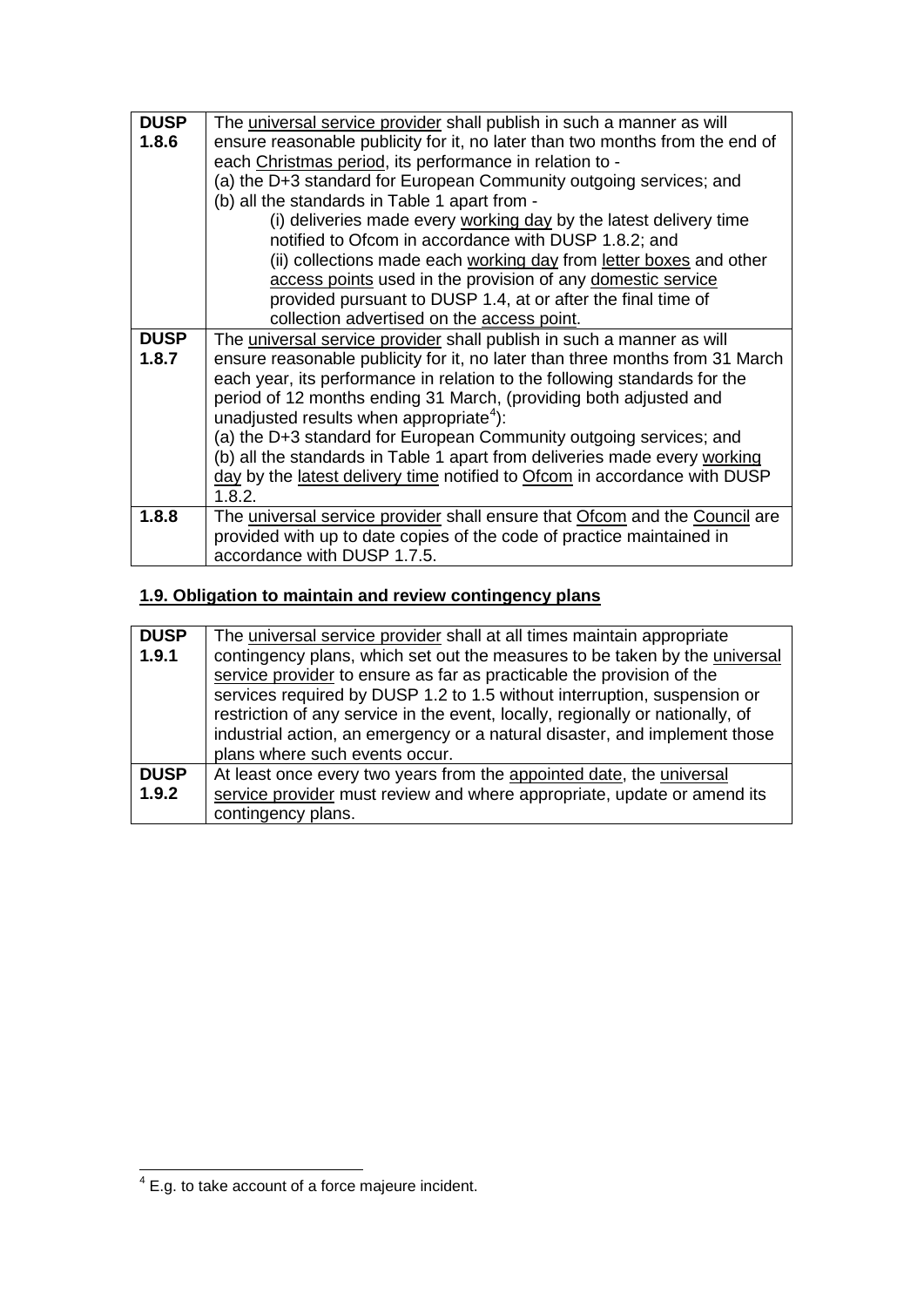| | |
|---|---|
| **DUSP 1.8.6** | The universal service provider shall publish in such a manner as will ensure reasonable publicity for it, no later than two months from the end of each Christmas period, its performance in relation to - (a) the D+3 standard for European Community outgoing services; and (b) all the standards in Table 1 apart from - (i) deliveries made every working day by the latest delivery time notified to Ofcom in accordance with DUSP 1.8.2; and (ii) collections made each working day from letter boxes and other access points used in the provision of any domestic service provided pursuant to DUSP 1.4, at or after the final time of collection advertised on the access point. |
| **DUSP 1.8.7** | The universal service provider shall publish in such a manner as will ensure reasonable publicity for it, no later than three months from 31 March each year, its performance in relation to the following standards for the period of 12 months ending 31 March, (providing both adjusted and unadjusted results when appropriate[4]): (a) the D+3 standard for European Community outgoing services; and (b) all the standards in Table 1 apart from deliveries made every working day by the latest delivery time notified to Ofcom in accordance with DUSP 1.8.2. |
| **1.8.8** | The universal service provider shall ensure that Ofcom and the Council are provided with up to date copies of the code of practice maintained in accordance with DUSP 1.7.5. |

**1.9. Obligation to maintain and review contingency plans**

| | |
|---|---|
| **DUSP 1.9.1** | The universal service provider shall at all times maintain appropriate contingency plans, which set out the measures to be taken by the universal service provider to ensure as far as practicable the provision of the services required by DUSP 1.2 to 1.5 without interruption, suspension or restriction of any service in the event, locally, regionally or nationally, of industrial action, an emergency or a natural disaster, and implement those plans where such events occur. |
| **DUSP 1.9.2** | At least once every two years from the appointed date, the universal service provider must review and where appropriate, update or amend its contingency plans. |

[4] E.g. to take account of a force majeure incident.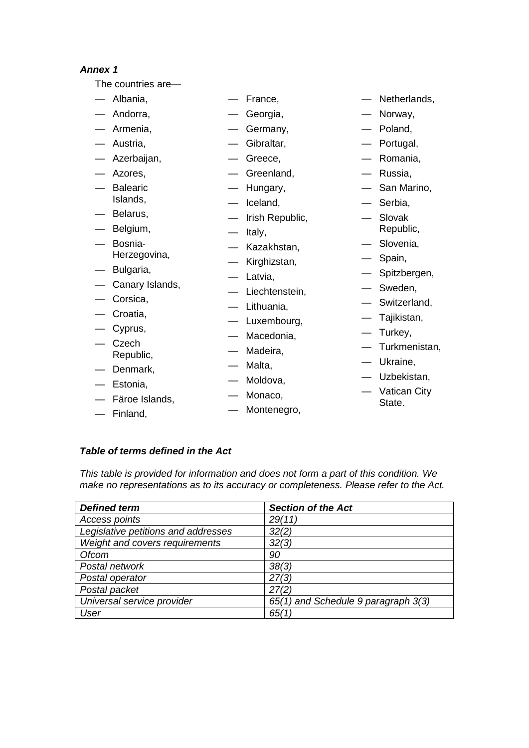***Annex 1***

The countries are—

- Albania,
- Andorra,
- Armenia,
- Austria,
- Azerbaijan,
- Azores,
- Balearic Islands,
- Belarus,
- Belgium,
- Bosnia-Herzegovina,
- Bulgaria,
- Canary Islands,
- Corsica,
- Croatia,
- Cyprus,
- Czech Republic,
- Denmark,
- Estonia,
- Färoe Islands,
- Finland,
- France,
- Georgia,
- Germany,
- Gibraltar,
- Greece,
- Greenland,
- Hungary,
- Iceland,
- Irish Republic,
- Italy,
- Kazakhstan,
- Kirghizstan,
- Latvia,
- Liechtenstein,
- Lithuania,
- Luxembourg,
- Macedonia,
- Madeira,
- Malta,
- Moldova,
- Monaco,
- Montenegro,
- Netherlands,
- Norway,
- Poland,
- Portugal,
- Romania,
- Russia,
- San Marino,
- Serbia,
- Slovak Republic,
- Slovenia,
- Spain,
- Spitzbergen,
- Sweden,
- Switzerland,
- Tajikistan,
- Turkey,
- Turkmenistan,
- Ukraine,
- Uzbekistan,
- Vatican City State.

***Table of terms defined in the Act***

*This table is provided for information and does not form a part of this condition. We make no representations as to its accuracy or completeness. Please refer to the Act.*

| ***Defined term*** | ***Section of the Act*** |
|---|---|
| *Access points* | *29(11)* |
| *Legislative petitions and addresses* | *32(2)* |
| *Weight and covers requirements* | *32(3)* |
| *Ofcom* | *90* |
| *Postal network* | *38(3)* |
| *Postal operator* | *27(3)* |
| *Postal packet* | *27(2)* |
| *Universal service provider* | *65(1) and Schedule 9 paragraph 3(3)* |
| *User* | *65(1)* |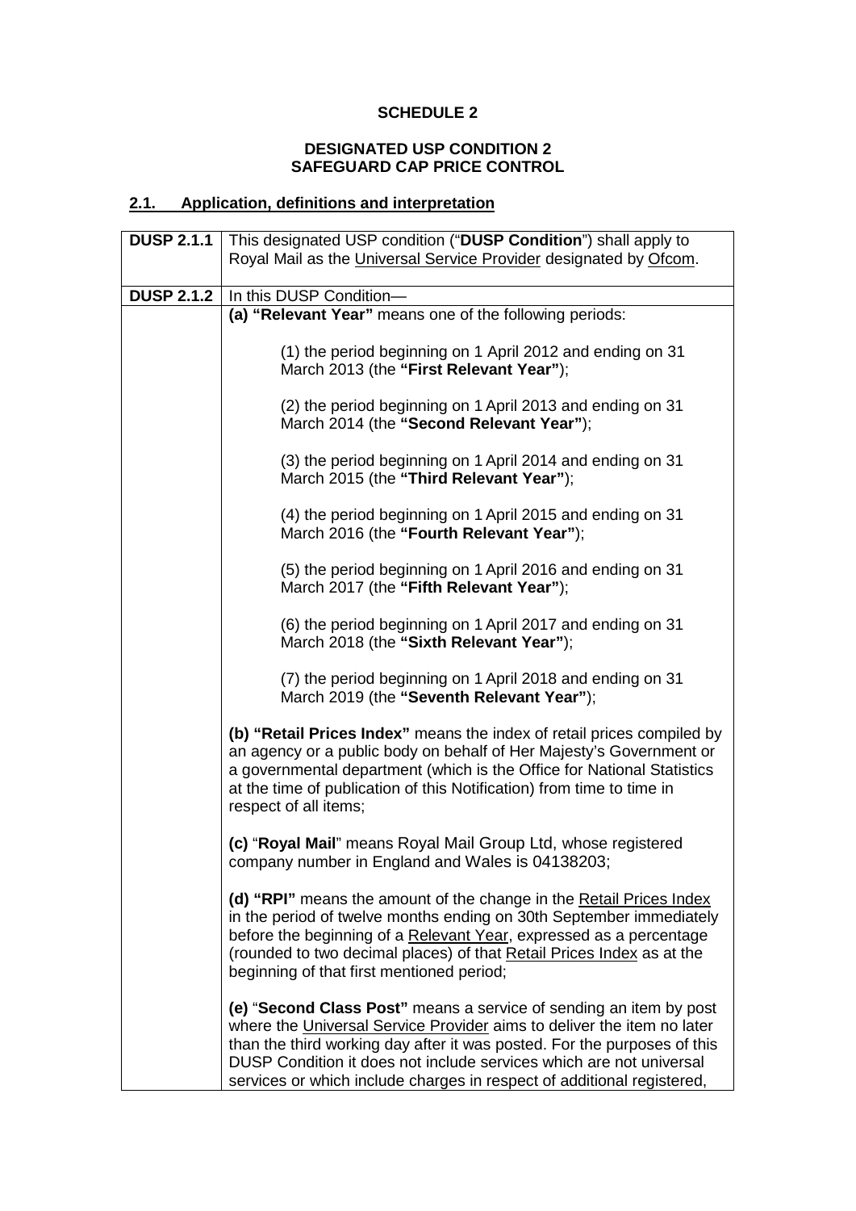**SCHEDULE 2**

**DESIGNATED USP CONDITION 2**
**SAFEGUARD CAP PRICE CONTROL**

## 2.1. Application, definitions and interpretation

| | |
|---|---|
| **DUSP 2.1.1** | This designated USP condition ("**DUSP Condition**") shall apply to Royal Mail as the Universal Service Provider designated by Ofcom. |
| **DUSP 2.1.2** | In this DUSP Condition— |
| | **(a) "Relevant Year"** means one of the following periods:<br><br>(1) the period beginning on 1 April 2012 and ending on 31 March 2013 (the **"First Relevant Year"**);<br><br>(2) the period beginning on 1 April 2013 and ending on 31 March 2014 (the **"Second Relevant Year"**);<br><br>(3) the period beginning on 1 April 2014 and ending on 31 March 2015 (the **"Third Relevant Year"**);<br><br>(4) the period beginning on 1 April 2015 and ending on 31 March 2016 (the **"Fourth Relevant Year"**);<br><br>(5) the period beginning on 1 April 2016 and ending on 31 March 2017 (the **"Fifth Relevant Year"**);<br><br>(6) the period beginning on 1 April 2017 and ending on 31 March 2018 (the **"Sixth Relevant Year"**);<br><br>(7) the period beginning on 1 April 2018 and ending on 31 March 2019 (the **"Seventh Relevant Year"**);<br><br>**(b) "Retail Prices Index"** means the index of retail prices compiled by an agency or a public body on behalf of Her Majesty's Government or a governmental department (which is the Office for National Statistics at the time of publication of this Notification) from time to time in respect of all items;<br><br>**(c)** "**Royal Mail**" means Royal Mail Group Ltd, whose registered company number in England and Wales is 04138203;<br><br>**(d) "RPI"** means the amount of the change in the Retail Prices Index in the period of twelve months ending on 30th September immediately before the beginning of a Relevant Year, expressed as a percentage (rounded to two decimal places) of that Retail Prices Index as at the beginning of that first mentioned period;<br><br>**(e)** "**Second Class Post"** means a service of sending an item by post where the Universal Service Provider aims to deliver the item no later than the third working day after it was posted. For the purposes of this DUSP Condition it does not include services which are not universal services or which include charges in respect of additional registered, |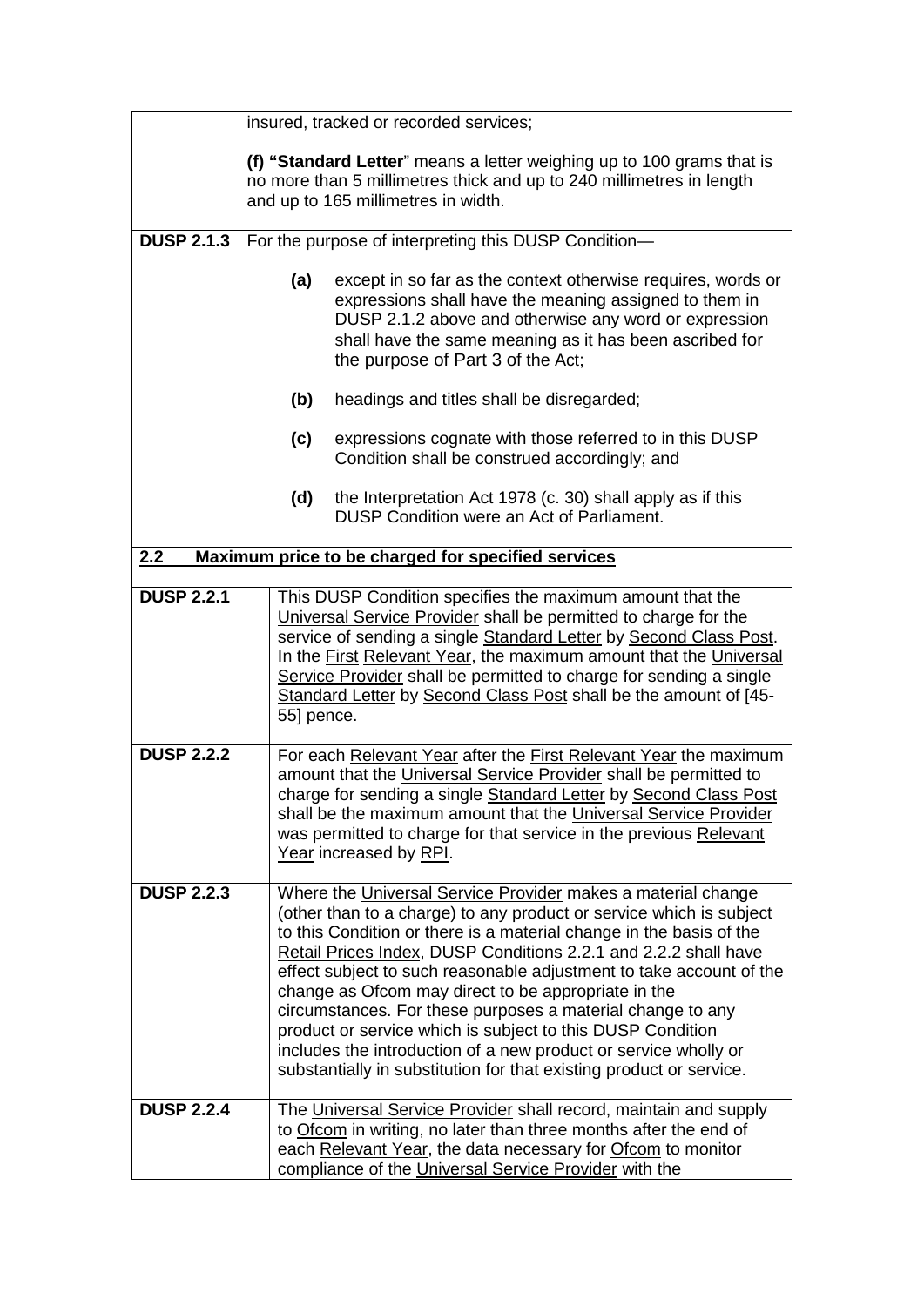| | |
|---|---|
| | insured, tracked or recorded services;<br><br>**(f) "Standard Letter**" means a letter weighing up to 100 grams that is no more than 5 millimetres thick and up to 240 millimetres in length and up to 165 millimetres in width. |
| **DUSP 2.1.3** | For the purpose of interpreting this DUSP Condition—<br><br>**(a)** except in so far as the context otherwise requires, words or expressions shall have the meaning assigned to them in DUSP 2.1.2 above and otherwise any word or expression shall have the same meaning as it has been ascribed for the purpose of Part 3 of the Act;<br><br>**(b)** headings and titles shall be disregarded;<br><br>**(c)** expressions cognate with those referred to in this DUSP Condition shall be construed accordingly; and<br><br>**(d)** the Interpretation Act 1978 (c. 30) shall apply as if this DUSP Condition were an Act of Parliament. |

**2.2 Maximum price to be charged for specified services**

| | |
|---|---|
| **DUSP 2.2.1** | This DUSP Condition specifies the maximum amount that the Universal Service Provider shall be permitted to charge for the service of sending a single Standard Letter by Second Class Post. In the First Relevant Year, the maximum amount that the Universal Service Provider shall be permitted to charge for sending a single Standard Letter by Second Class Post shall be the amount of [45-55] pence. |
| **DUSP 2.2.2** | For each Relevant Year after the First Relevant Year the maximum amount that the Universal Service Provider shall be permitted to charge for sending a single Standard Letter by Second Class Post shall be the maximum amount that the Universal Service Provider was permitted to charge for that service in the previous Relevant Year increased by RPI. |
| **DUSP 2.2.3** | Where the Universal Service Provider makes a material change (other than to a charge) to any product or service which is subject to this Condition or there is a material change in the basis of the Retail Prices Index, DUSP Conditions 2.2.1 and 2.2.2 shall have effect subject to such reasonable adjustment to take account of the change as Ofcom may direct to be appropriate in the circumstances. For these purposes a material change to any product or service which is subject to this DUSP Condition includes the introduction of a new product or service wholly or substantially in substitution for that existing product or service. |
| **DUSP 2.2.4** | The Universal Service Provider shall record, maintain and supply to Ofcom in writing, no later than three months after the end of each Relevant Year, the data necessary for Ofcom to monitor compliance of the Universal Service Provider with the |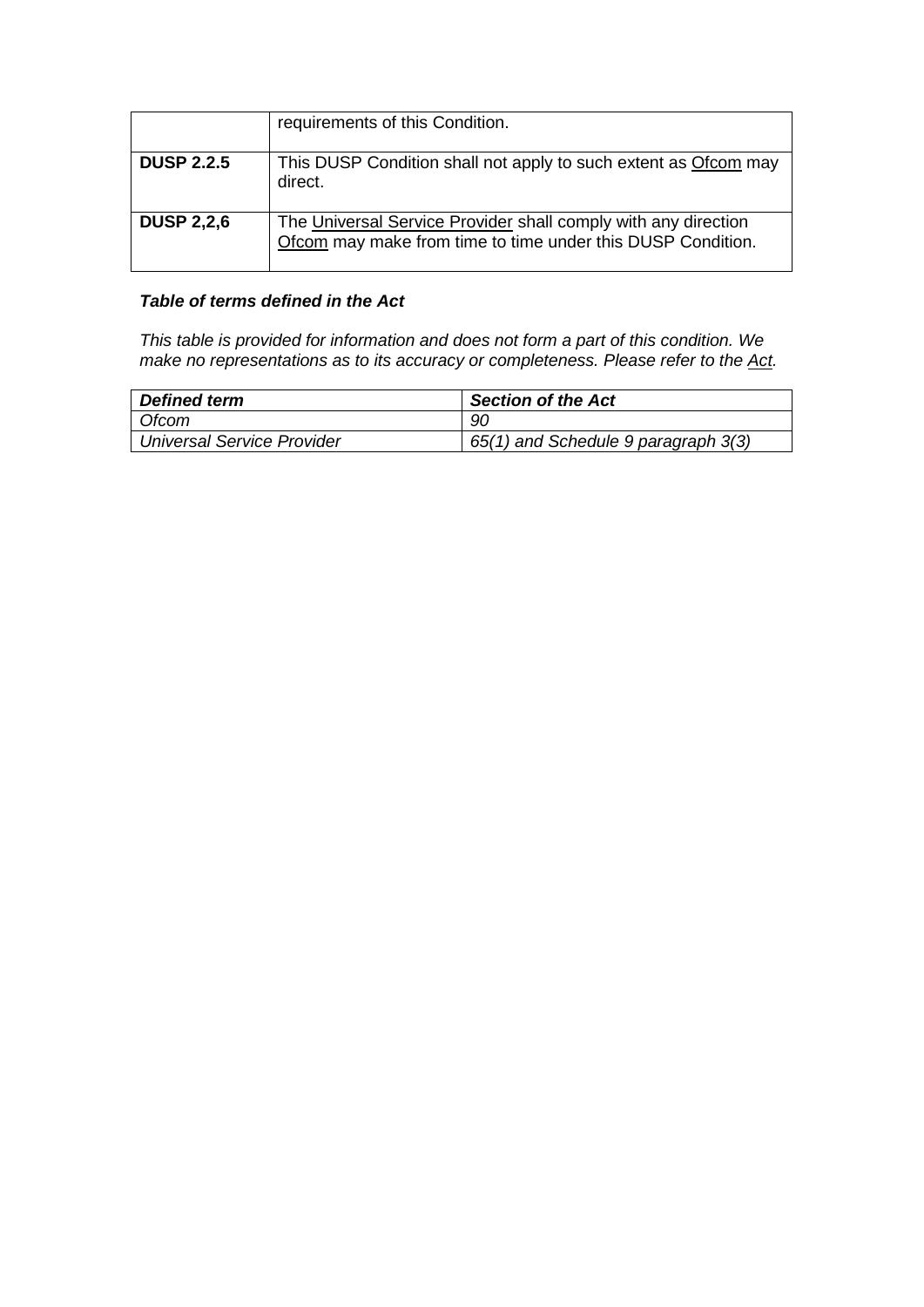| | |
|---|---|
| | requirements of this Condition. |
| **DUSP 2.2.5** | This DUSP Condition shall not apply to such extent as Ofcom may direct. |
| **DUSP 2,2,6** | The Universal Service Provider shall comply with any direction Ofcom may make from time to time under this DUSP Condition. |

***Table of terms defined in the Act***

*This table is provided for information and does not form a part of this condition. We make no representations as to its accuracy or completeness. Please refer to the Act.*

| ***Defined term*** | ***Section of the Act*** |
|---|---|
| *Ofcom* | *90* |
| *Universal Service Provider* | *65(1) and Schedule 9 paragraph 3(3)* |